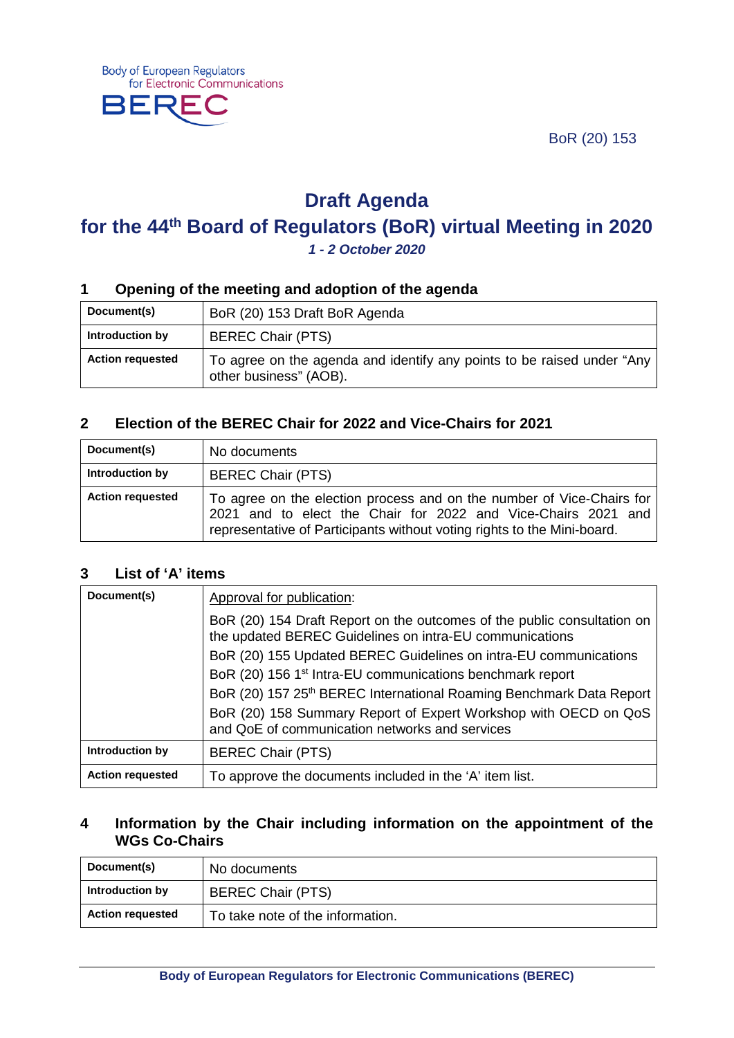Body of European Regulators for Electronic Communications

BEREC

BoR (20) 153

# Draft Agenda

# for the 44th Board of Regulators (BoR) virtual Meeting in 2020

***1 - 2 October 2020***

## 1 Opening of the meeting and adoption of the agenda

| **Document(s)** | BoR (20) 153 Draft BoR Agenda |
|---|---|
| **Introduction by** | BEREC Chair (PTS) |
| **Action requested** | To agree on the agenda and identify any points to be raised under "Any other business" (AOB). |

## 2 Election of the BEREC Chair for 2022 and Vice-Chairs for 2021

| **Document(s)** | No documents |
|---|---|
| **Introduction by** | BEREC Chair (PTS) |
| **Action requested** | To agree on the election process and on the number of Vice-Chairs for 2021 and to elect the Chair for 2022 and Vice-Chairs 2021 and representative of Participants without voting rights to the Mini-board. |

## 3 List of 'A' items

| **Document(s)** | Approval for publication:<br>BoR (20) 154 Draft Report on the outcomes of the public consultation on the updated BEREC Guidelines on intra-EU communications<br>BoR (20) 155 Updated BEREC Guidelines on intra-EU communications<br>BoR (20) 156 1st Intra-EU communications benchmark report<br>BoR (20) 157 25th BEREC International Roaming Benchmark Data Report<br>BoR (20) 158 Summary Report of Expert Workshop with OECD on QoS and QoE of communication networks and services |
|---|---|
| **Introduction by** | BEREC Chair (PTS) |
| **Action requested** | To approve the documents included in the 'A' item list. |

## 4 Information by the Chair including information on the appointment of the WGs Co-Chairs

| **Document(s)** | No documents |
|---|---|
| **Introduction by** | BEREC Chair (PTS) |
| **Action requested** | To take note of the information. |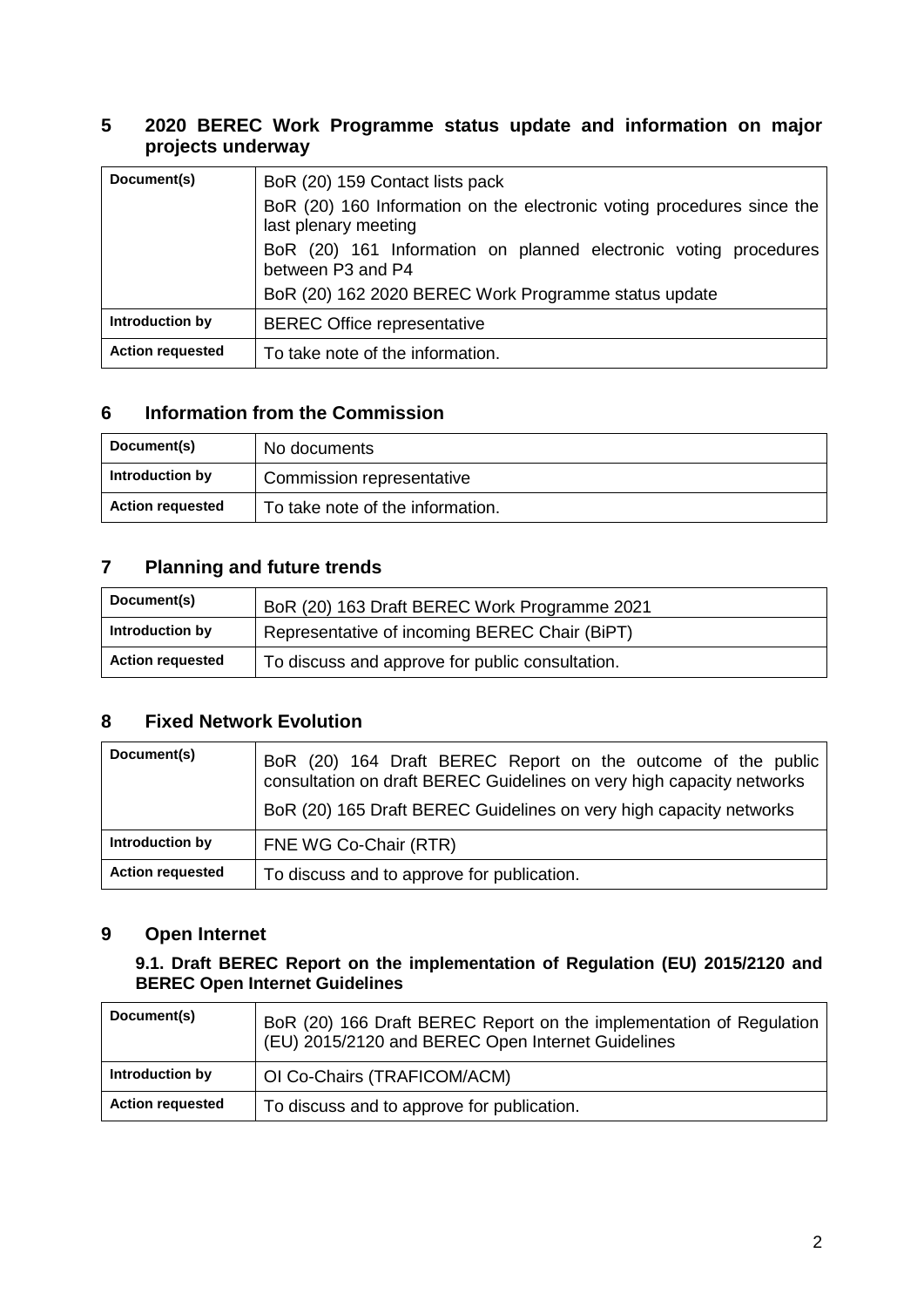## 5 2020 BEREC Work Programme status update and information on major projects underway

| Document(s) | BoR (20) 159 Contact lists pack<br>BoR (20) 160 Information on the electronic voting procedures since the last plenary meeting<br>BoR (20) 161 Information on planned electronic voting procedures between P3 and P4<br>BoR (20) 162 2020 BEREC Work Programme status update |
|---|---|
| **Introduction by** | BEREC Office representative |
| **Action requested** | To take note of the information. |

## 6 Information from the Commission

| Document(s) | No documents |
|---|---|
| **Introduction by** | Commission representative |
| **Action requested** | To take note of the information. |

## 7 Planning and future trends

| Document(s) | BoR (20) 163 Draft BEREC Work Programme 2021 |
|---|---|
| **Introduction by** | Representative of incoming BEREC Chair (BiPT) |
| **Action requested** | To discuss and approve for public consultation. |

## 8 Fixed Network Evolution

| Document(s) | BoR (20) 164 Draft BEREC Report on the outcome of the public consultation on draft BEREC Guidelines on very high capacity networks<br>BoR (20) 165 Draft BEREC Guidelines on very high capacity networks |
|---|---|
| **Introduction by** | FNE WG Co-Chair (RTR) |
| **Action requested** | To discuss and to approve for publication. |

## 9 Open Internet

### 9.1. Draft BEREC Report on the implementation of Regulation (EU) 2015/2120 and BEREC Open Internet Guidelines

| Document(s) | BoR (20) 166 Draft BEREC Report on the implementation of Regulation (EU) 2015/2120 and BEREC Open Internet Guidelines |
|---|---|
| **Introduction by** | OI Co-Chairs (TRAFICOM/ACM) |
| **Action requested** | To discuss and to approve for publication. |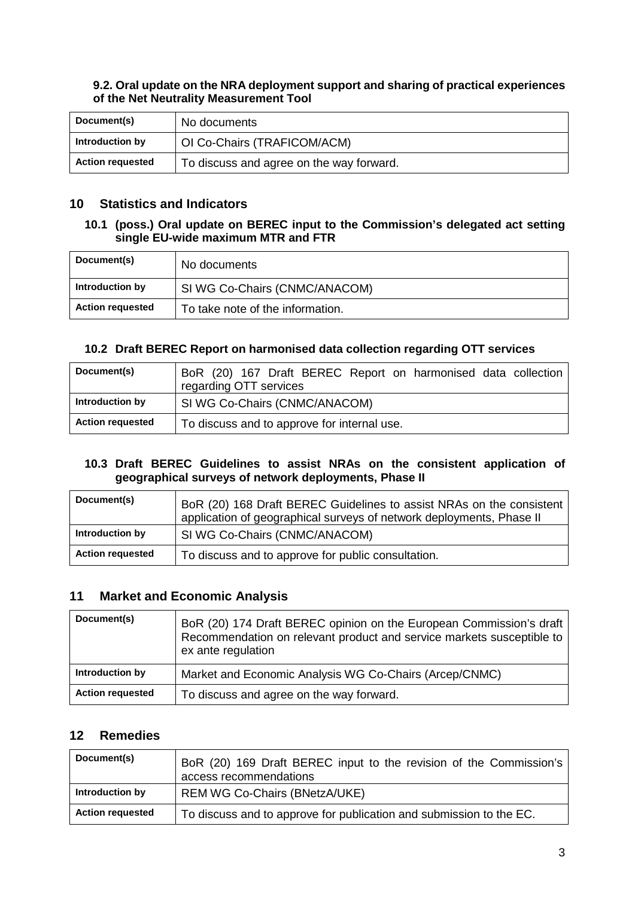**9.2. Oral update on the NRA deployment support and sharing of practical experiences of the Net Neutrality Measurement Tool**

| Document(s) | No documents |
|---|---|
| Introduction by | OI Co-Chairs (TRAFICOM/ACM) |
| Action requested | To discuss and agree on the way forward. |

## 10 Statistics and Indicators

### 10.1 (poss.) Oral update on BEREC input to the Commission's delegated act setting single EU-wide maximum MTR and FTR

| Document(s) | No documents |
|---|---|
| Introduction by | SI WG Co-Chairs (CNMC/ANACOM) |
| Action requested | To take note of the information. |

### 10.2 Draft BEREC Report on harmonised data collection regarding OTT services

| Document(s) | BoR (20) 167 Draft BEREC Report on harmonised data collection regarding OTT services |
|---|---|
| Introduction by | SI WG Co-Chairs (CNMC/ANACOM) |
| Action requested | To discuss and to approve for internal use. |

### 10.3 Draft BEREC Guidelines to assist NRAs on the consistent application of geographical surveys of network deployments, Phase II

| Document(s) | BoR (20) 168 Draft BEREC Guidelines to assist NRAs on the consistent application of geographical surveys of network deployments, Phase II |
|---|---|
| Introduction by | SI WG Co-Chairs (CNMC/ANACOM) |
| Action requested | To discuss and to approve for public consultation. |

## 11 Market and Economic Analysis

| Document(s) | BoR (20) 174 Draft BEREC opinion on the European Commission's draft Recommendation on relevant product and service markets susceptible to ex ante regulation |
|---|---|
| Introduction by | Market and Economic Analysis WG Co-Chairs (Arcep/CNMC) |
| Action requested | To discuss and agree on the way forward. |

## 12 Remedies

| Document(s) | BoR (20) 169 Draft BEREC input to the revision of the Commission's access recommendations |
|---|---|
| Introduction by | REM WG Co-Chairs (BNetzA/UKE) |
| Action requested | To discuss and to approve for publication and submission to the EC. |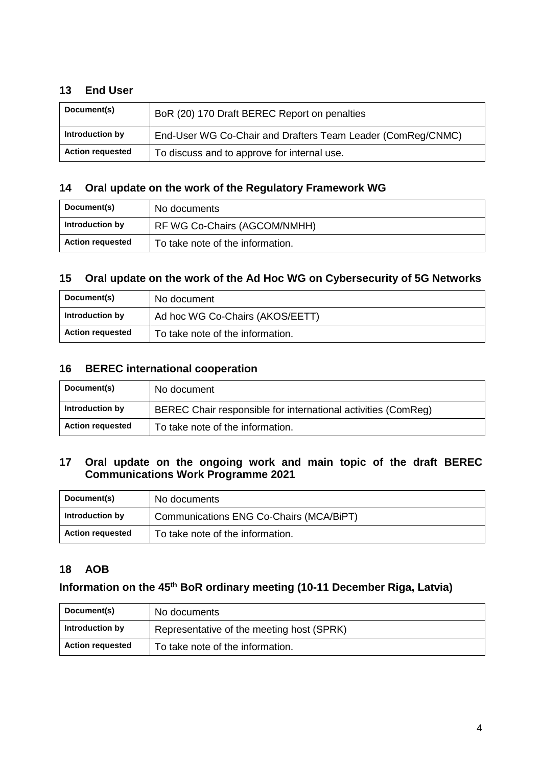## 13 End User

| | |
|---|---|
| **Document(s)** | BoR (20) 170 Draft BEREC Report on penalties |
| **Introduction by** | End-User WG Co-Chair and Drafters Team Leader (ComReg/CNMC) |
| **Action requested** | To discuss and to approve for internal use. |

## 14 Oral update on the work of the Regulatory Framework WG

| | |
|---|---|
| **Document(s)** | No documents |
| **Introduction by** | RF WG Co-Chairs (AGCOM/NMHH) |
| **Action requested** | To take note of the information. |

## 15 Oral update on the work of the Ad Hoc WG on Cybersecurity of 5G Networks

| | |
|---|---|
| **Document(s)** | No document |
| **Introduction by** | Ad hoc WG Co-Chairs (AKOS/EETT) |
| **Action requested** | To take note of the information. |

## 16 BEREC international cooperation

| | |
|---|---|
| **Document(s)** | No document |
| **Introduction by** | BEREC Chair responsible for international activities (ComReg) |
| **Action requested** | To take note of the information. |

## 17 Oral update on the ongoing work and main topic of the draft BEREC Communications Work Programme 2021

| | |
|---|---|
| **Document(s)** | No documents |
| **Introduction by** | Communications ENG Co-Chairs (MCA/BiPT) |
| **Action requested** | To take note of the information. |

## 18 AOB

### Information on the 45th BoR ordinary meeting (10-11 December Riga, Latvia)

| | |
|---|---|
| **Document(s)** | No documents |
| **Introduction by** | Representative of the meeting host (SPRK) |
| **Action requested** | To take note of the information. |